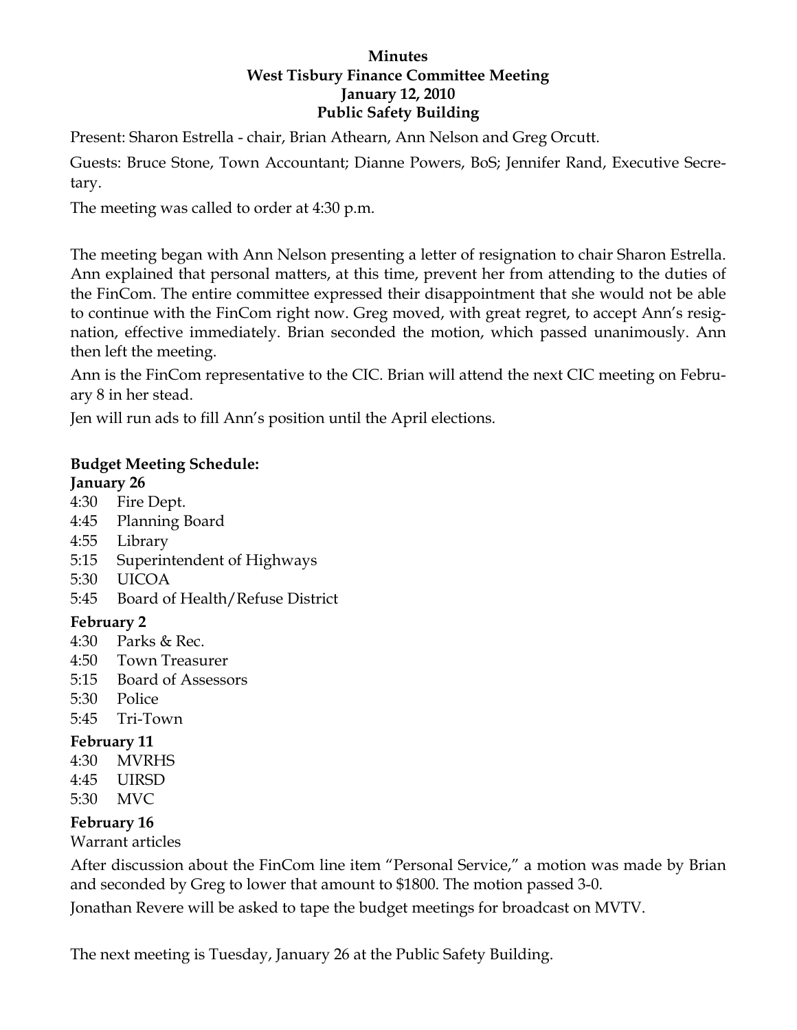# Minutes
## West Tisbury Finance Committee Meeting
## January 12, 2010
## Public Safety Building

Present: Sharon Estrella - chair, Brian Athearn, Ann Nelson and Greg Orcutt.

Guests: Bruce Stone, Town Accountant; Dianne Powers, BoS; Jennifer Rand, Executive Secretary.

The meeting was called to order at 4:30 p.m.

The meeting began with Ann Nelson presenting a letter of resignation to chair Sharon Estrella. Ann explained that personal matters, at this time, prevent her from attending to the duties of the FinCom. The entire committee expressed their disappointment that she would not be able to continue with the FinCom right now. Greg moved, with great regret, to accept Ann's resignation, effective immediately. Brian seconded the motion, which passed unanimously. Ann then left the meeting.

Ann is the FinCom representative to the CIC. Brian will attend the next CIC meeting on February 8 in her stead.

Jen will run ads to fill Ann's position until the April elections.

**Budget Meeting Schedule:**

**January 26**

4:30 Fire Dept.
4:45 Planning Board
4:55 Library
5:15 Superintendent of Highways
5:30 UICOA
5:45 Board of Health/Refuse District

**February 2**

4:30 Parks & Rec.
4:50 Town Treasurer
5:15 Board of Assessors
5:30 Police
5:45 Tri-Town

**February 11**

4:30 MVRHS
4:45 UIRSD
5:30 MVC

**February 16**

Warrant articles

After discussion about the FinCom line item "Personal Service," a motion was made by Brian and seconded by Greg to lower that amount to $1800. The motion passed 3-0.

Jonathan Revere will be asked to tape the budget meetings for broadcast on MVTV.

The next meeting is Tuesday, January 26 at the Public Safety Building.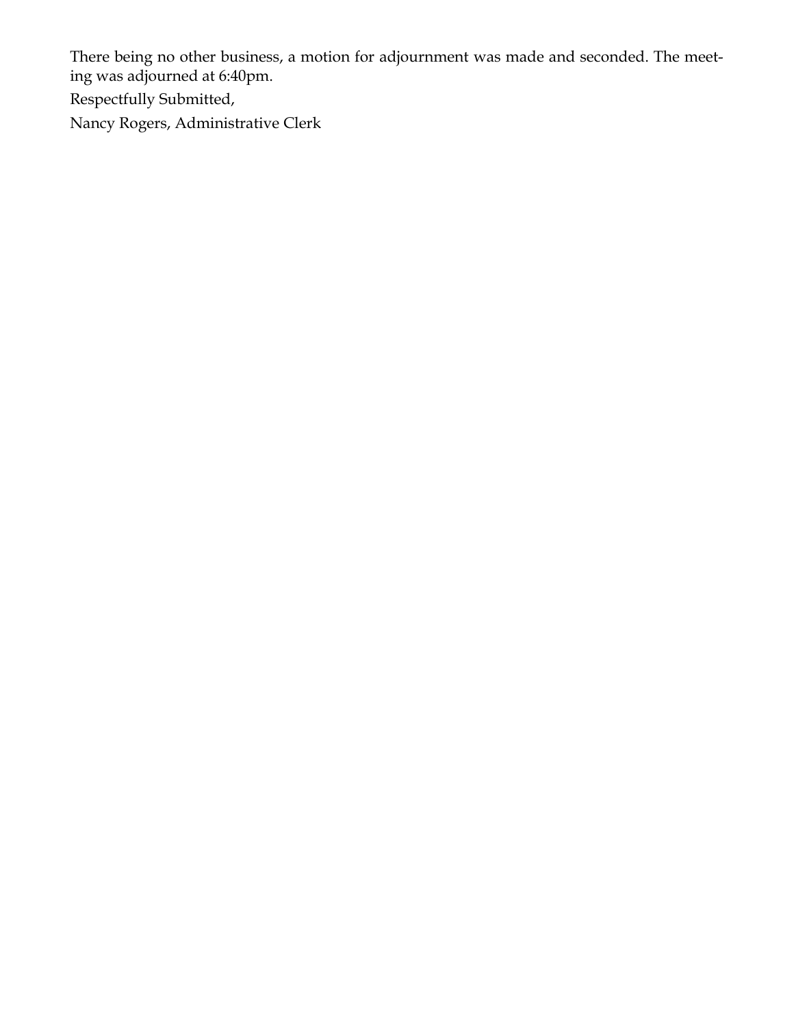There being no other business, a motion for adjournment was made and seconded. The meeting was adjourned at 6:40pm.

Respectfully Submitted,

Nancy Rogers, Administrative Clerk